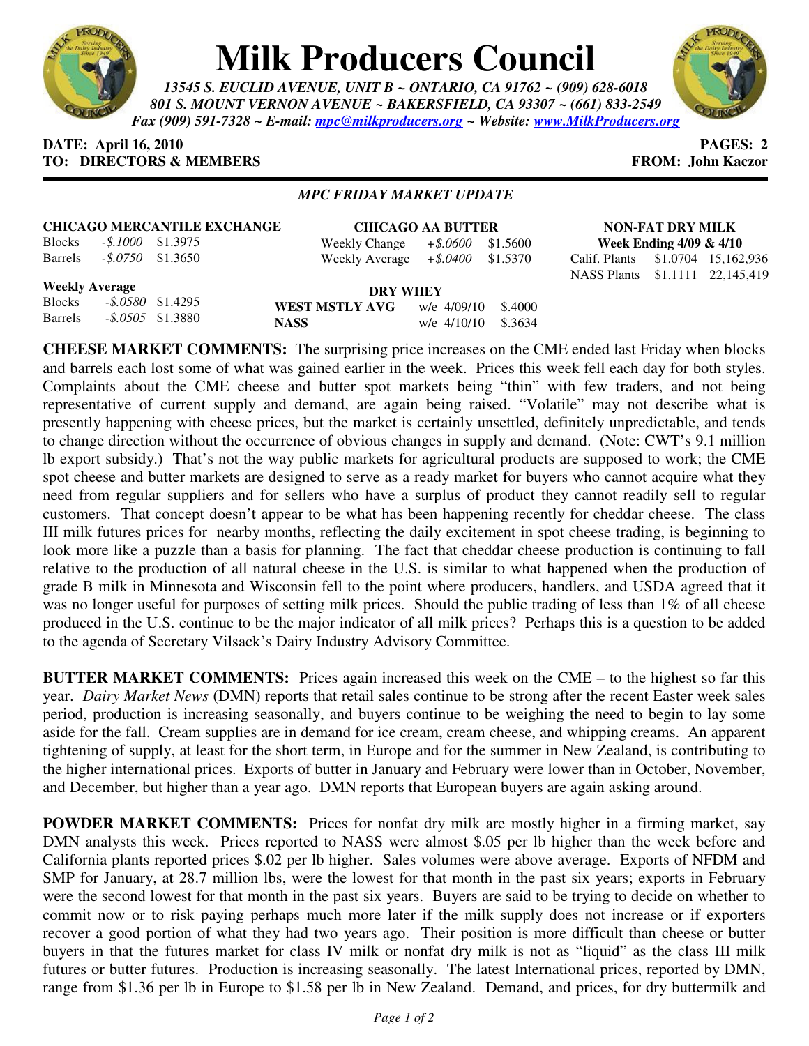# Milk Producers Council

***13545 S. EUCLID AVENUE, UNIT B ~ ONTARIO, CA 91762 ~ (909) 628-6018***
***801 S. MOUNT VERNON AVENUE ~ BAKERSFIELD, CA 93307 ~ (661) 833-2549***
***Fax (909) 591-7328 ~ E-mail: mpc@milkproducers.org ~ Website: www.MilkProducers.org***

**DATE: April 16, 2010** **PAGES: 2**
**TO: DIRECTORS & MEMBERS** **FROM: John Kaczor**

***MPC FRIDAY MARKET UPDATE***

**CHICAGO MERCANTILE EXCHANGE**

| | | |
|---|---|---|
| Blocks | *-$.1000* | $1.3975 |
| Barrels | *-$.0750* | $1.3650 |

**Weekly Average**

| | | |
|---|---|---|
| Blocks | *-$.0580* | $1.4295 |
| Barrels | *-$.0505* | $1.3880 |

**CHICAGO AA BUTTER**

| | | |
|---|---|---|
| Weekly Change | *+$.0600* | $1.5600 |
| Weekly Average | *+$.0400* | $1.5370 |

**DRY WHEY**

| | | |
|---|---|---|
| **WEST MSTLY AVG** | w/e 4/09/10 | $.4000 |
| **NASS** | w/e 4/10/10 | $.3634 |

**NON-FAT DRY MILK**
**Week Ending 4/09 & 4/10**

| | | |
|---|---|---|
| Calif. Plants | $1.0704 | 15,162,936 |
| NASS Plants | $1.1111 | 22,145,419 |

**CHEESE MARKET COMMENTS:** The surprising price increases on the CME ended last Friday when blocks and barrels each lost some of what was gained earlier in the week. Prices this week fell each day for both styles. Complaints about the CME cheese and butter spot markets being "thin" with few traders, and not being representative of current supply and demand, are again being raised. "Volatile" may not describe what is presently happening with cheese prices, but the market is certainly unsettled, definitely unpredictable, and tends to change direction without the occurrence of obvious changes in supply and demand. (Note: CWT's 9.1 million lb export subsidy.) That's not the way public markets for agricultural products are supposed to work; the CME spot cheese and butter markets are designed to serve as a ready market for buyers who cannot acquire what they need from regular suppliers and for sellers who have a surplus of product they cannot readily sell to regular customers. That concept doesn't appear to be what has been happening recently for cheddar cheese. The class III milk futures prices for nearby months, reflecting the daily excitement in spot cheese trading, is beginning to look more like a puzzle than a basis for planning. The fact that cheddar cheese production is continuing to fall relative to the production of all natural cheese in the U.S. is similar to what happened when the production of grade B milk in Minnesota and Wisconsin fell to the point where producers, handlers, and USDA agreed that it was no longer useful for purposes of setting milk prices. Should the public trading of less than 1% of all cheese produced in the U.S. continue to be the major indicator of all milk prices? Perhaps this is a question to be added to the agenda of Secretary Vilsack's Dairy Industry Advisory Committee.

**BUTTER MARKET COMMENTS:** Prices again increased this week on the CME – to the highest so far this year. *Dairy Market News* (DMN) reports that retail sales continue to be strong after the recent Easter week sales period, production is increasing seasonally, and buyers continue to be weighing the need to begin to lay some aside for the fall. Cream supplies are in demand for ice cream, cream cheese, and whipping creams. An apparent tightening of supply, at least for the short term, in Europe and for the summer in New Zealand, is contributing to the higher international prices. Exports of butter in January and February were lower than in October, November, and December, but higher than a year ago. DMN reports that European buyers are again asking around.

**POWDER MARKET COMMENTS:** Prices for nonfat dry milk are mostly higher in a firming market, say DMN analysts this week. Prices reported to NASS were almost $.05 per lb higher than the week before and California plants reported prices $.02 per lb higher. Sales volumes were above average. Exports of NFDM and SMP for January, at 28.7 million lbs, were the lowest for that month in the past six years; exports in February were the second lowest for that month in the past six years. Buyers are said to be trying to decide on whether to commit now or to risk paying perhaps much more later if the milk supply does not increase or if exporters recover a good portion of what they had two years ago. Their position is more difficult than cheese or butter buyers in that the futures market for class IV milk or nonfat dry milk is not as "liquid" as the class III milk futures or butter futures. Production is increasing seasonally. The latest International prices, reported by DMN, range from $1.36 per lb in Europe to $1.58 per lb in New Zealand. Demand, and prices, for dry buttermilk and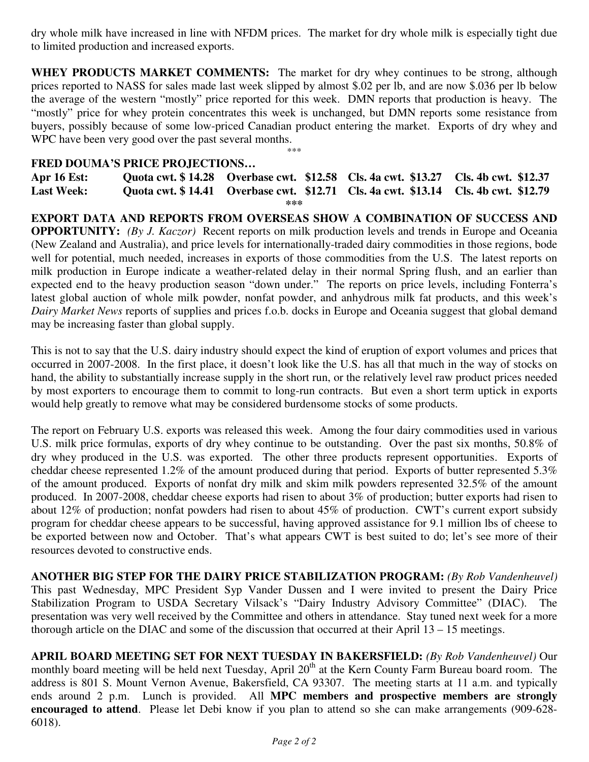dry whole milk have increased in line with NFDM prices. The market for dry whole milk is especially tight due to limited production and increased exports.

**WHEY PRODUCTS MARKET COMMENTS:** The market for dry whey continues to be strong, although prices reported to NASS for sales made last week slipped by almost $.02 per lb, and are now $.036 per lb below the average of the western "mostly" price reported for this week. DMN reports that production is heavy. The "mostly" price for whey protein concentrates this week is unchanged, but DMN reports some resistance from buyers, possibly because of some low-priced Canadian product entering the market. Exports of dry whey and WPC have been very good over the past several months.

\*\*\*

**FRED DOUMA'S PRICE PROJECTIONS…**

| | | | | |
|---|---|---|---|---|
| **Apr 16 Est:** | **Quota cwt. $ 14.28** | **Overbase cwt. $12.58** | **Cls. 4a cwt. $13.27** | **Cls. 4b cwt. $12.37** |
| **Last Week:** | **Quota cwt. $ 14.41** | **Overbase cwt. $12.71** | **Cls. 4a cwt. $13.14** | **Cls. 4b cwt. $12.79** |

\*\*\*

**EXPORT DATA AND REPORTS FROM OVERSEAS SHOW A COMBINATION OF SUCCESS AND OPPORTUNITY:** *(By J. Kaczor)* Recent reports on milk production levels and trends in Europe and Oceania (New Zealand and Australia), and price levels for internationally-traded dairy commodities in those regions, bode well for potential, much needed, increases in exports of those commodities from the U.S. The latest reports on milk production in Europe indicate a weather-related delay in their normal Spring flush, and an earlier than expected end to the heavy production season "down under." The reports on price levels, including Fonterra's latest global auction of whole milk powder, nonfat powder, and anhydrous milk fat products, and this week's *Dairy Market News* reports of supplies and prices f.o.b. docks in Europe and Oceania suggest that global demand may be increasing faster than global supply.

This is not to say that the U.S. dairy industry should expect the kind of eruption of export volumes and prices that occurred in 2007-2008. In the first place, it doesn't look like the U.S. has all that much in the way of stocks on hand, the ability to substantially increase supply in the short run, or the relatively level raw product prices needed by most exporters to encourage them to commit to long-run contracts. But even a short term uptick in exports would help greatly to remove what may be considered burdensome stocks of some products.

The report on February U.S. exports was released this week. Among the four dairy commodities used in various U.S. milk price formulas, exports of dry whey continue to be outstanding. Over the past six months, 50.8% of dry whey produced in the U.S. was exported. The other three products represent opportunities. Exports of cheddar cheese represented 1.2% of the amount produced during that period. Exports of butter represented 5.3% of the amount produced. Exports of nonfat dry milk and skim milk powders represented 32.5% of the amount produced. In 2007-2008, cheddar cheese exports had risen to about 3% of production; butter exports had risen to about 12% of production; nonfat powders had risen to about 45% of production. CWT's current export subsidy program for cheddar cheese appears to be successful, having approved assistance for 9.1 million lbs of cheese to be exported between now and October. That's what appears CWT is best suited to do; let's see more of their resources devoted to constructive ends.

**ANOTHER BIG STEP FOR THE DAIRY PRICE STABILIZATION PROGRAM:** *(By Rob Vandenheuvel)* This past Wednesday, MPC President Syp Vander Dussen and I were invited to present the Dairy Price Stabilization Program to USDA Secretary Vilsack's "Dairy Industry Advisory Committee" (DIAC). The presentation was very well received by the Committee and others in attendance. Stay tuned next week for a more thorough article on the DIAC and some of the discussion that occurred at their April 13 – 15 meetings.

**APRIL BOARD MEETING SET FOR NEXT TUESDAY IN BAKERSFIELD:** *(By Rob Vandenheuvel)* Our monthly board meeting will be held next Tuesday, April 20th at the Kern County Farm Bureau board room. The address is 801 S. Mount Vernon Avenue, Bakersfield, CA 93307. The meeting starts at 11 a.m. and typically ends around 2 p.m. Lunch is provided. All **MPC members and prospective members are strongly encouraged to attend**. Please let Debi know if you plan to attend so she can make arrangements (909-628-6018).